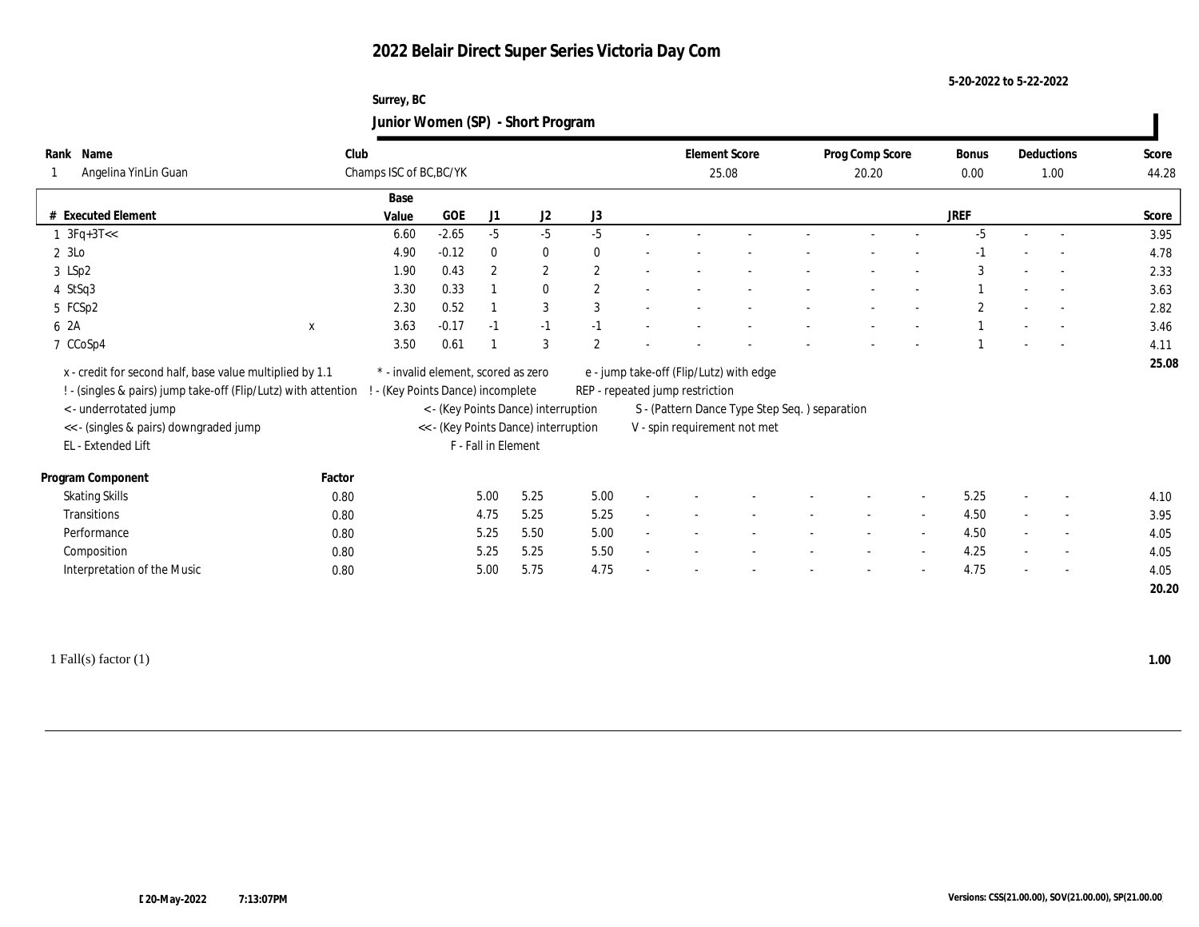# 2022 Belair Direct Super Series Victoria Day Com

5-20-2022 to 5-22-2022

Surrey, BC

## Junior Women (SP) - Short Program

| Rank | Name | Club | Element Score | Prog Comp Score | Bonus | Deductions | Score |
|---|---|---|---|---|---|---|---|
| 1 | Angelina YinLin Guan | Champs ISC of BC,BC/YK | 25.08 | 20.20 | 0.00 | 1.00 | 44.28 |

| # | Executed Element | | Base Value | GOE | J1 | J2 | J3 | | | | | | | | | JREF | | | Score |
|---|---|---|---|---|---|---|---|---|---|---|---|---|---|---|---|---|---|---|---|
| 1 | 3Fq+3T<< | | 6.60 | -2.65 | -5 | -5 | -5 | - | - | - | - | - | - | - | - | -5 | - | - | 3.95 |
| 2 | 3Lo | | 4.90 | -0.12 | 0 | 0 | 0 | - | - | - | - | - | - | - | - | -1 | - | - | 4.78 |
| 3 | LSp2 | | 1.90 | 0.43 | 2 | 2 | 2 | - | - | - | - | - | - | - | - | 3 | - | - | 2.33 |
| 4 | StSq3 | | 3.30 | 0.33 | 1 | 0 | 2 | - | - | - | - | - | - | - | - | 1 | - | - | 3.63 |
| 5 | FCSp2 | | 2.30 | 0.52 | 1 | 3 | 3 | - | - | - | - | - | - | - | - | 2 | - | - | 2.82 |
| 6 | 2A | x | 3.63 | -0.17 | -1 | -1 | -1 | - | - | - | - | - | - | - | - | 1 | - | - | 3.46 |
| 7 | CCoSp4 | | 3.50 | 0.61 | 1 | 3 | 2 | - | - | - | - | - | - | - | - | 1 | - | - | 4.11 |
| | | | | | | | | | | | | | | | | | | | 25.08 |

x - credit for second half, base value multiplied by 1.1
! - (singles & pairs) jump take-off (Flip/Lutz) with attention
< - underrotated jump
<< - (singles & pairs) downgraded jump
EL - Extended Lift
\* - invalid element, scored as zero
! - (Key Points Dance) incomplete
< - (Key Points Dance) interruption
<< - (Key Points Dance) interruption
F - Fall in Element
e - jump take-off (Flip/Lutz) with edge
REP - repeated jump restriction
S - (Pattern Dance Type Step Seq. ) separation
V - spin requirement not met

| Program Component | Factor | J1 | J2 | J3 | | | | | | | | | JREF | | | Score |
|---|---|---|---|---|---|---|---|---|---|---|---|---|---|---|---|---|
| Skating Skills | 0.80 | 5.00 | 5.25 | 5.00 | - | - | - | - | - | - | - | - | 5.25 | - | - | 4.10 |
| Transitions | 0.80 | 4.75 | 5.25 | 5.25 | - | - | - | - | - | - | - | - | 4.50 | - | - | 3.95 |
| Performance | 0.80 | 5.25 | 5.50 | 5.00 | - | - | - | - | - | - | - | - | 4.50 | - | - | 4.05 |
| Composition | 0.80 | 5.25 | 5.25 | 5.50 | - | - | - | - | - | - | - | - | 4.25 | - | - | 4.05 |
| Interpretation of the Music | 0.80 | 5.00 | 5.75 | 4.75 | - | - | - | - | - | - | - | - | 4.75 | - | - | 4.05 |
| | | | | | | | | | | | | | | | | 20.20 |

1 Fall(s) factor (1) **1.00**

20-May-2022 7:13:07PM

Versions: CSS(21.00.00), SOV(21.00.00), SP(21.00.00)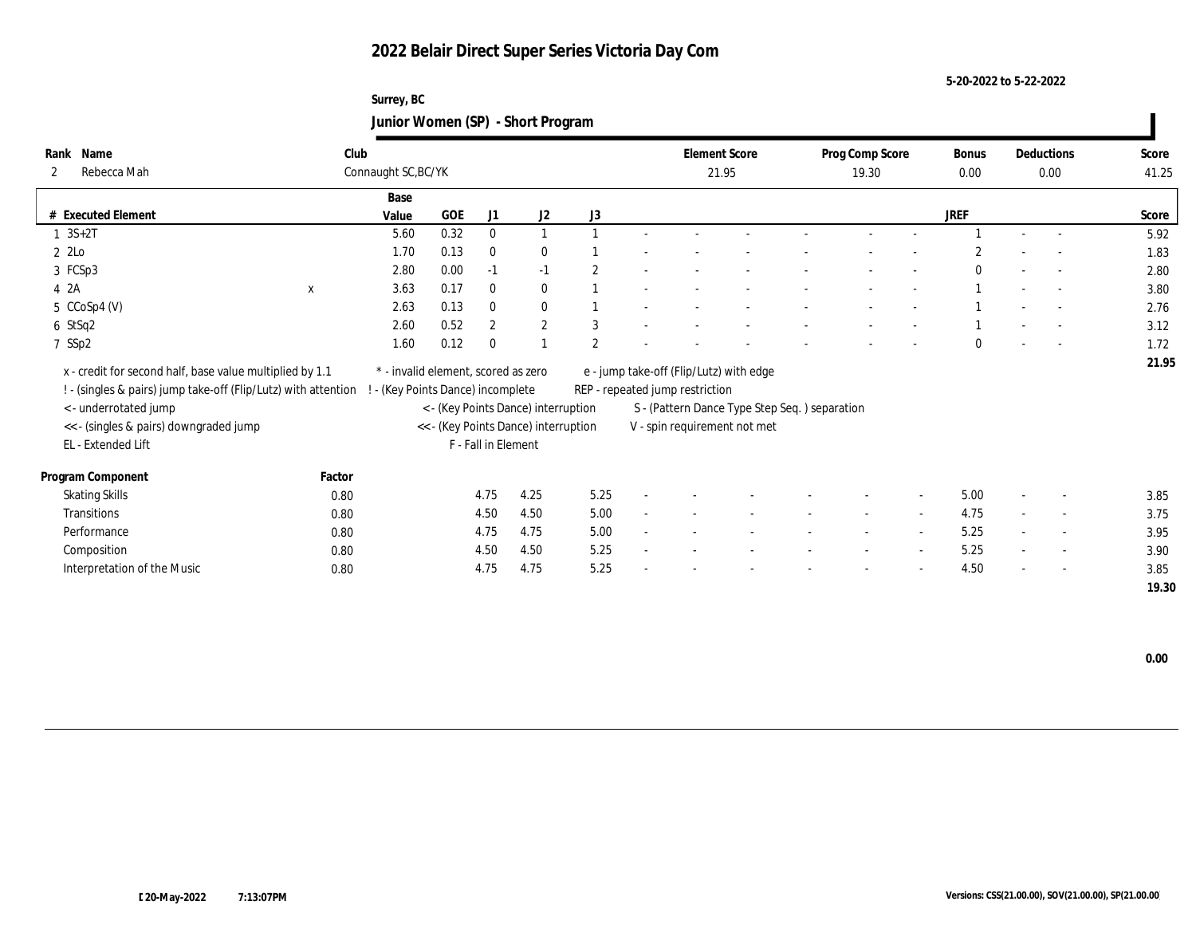# 2022 Belair Direct Super Series Victoria Day Com

5-20-2022 to 5-22-2022

Surrey, BC

## Junior Women (SP) - Short Program

| Rank | Name | Club | Element Score | Prog Comp Score | Bonus | Deductions | Score |
|---|---|---|---|---|---|---|---|
| 2 | Rebecca Mah | Connaught SC,BC/YK | 21.95 | 19.30 | 0.00 | 0.00 | 41.25 |

| # | Executed Element | | Base Value | GOE | J1 | J2 | J3 | | | | | | | | | JREF | | | Score |
|---|---|---|---|---|---|---|---|---|---|---|---|---|---|---|---|---|---|---|---|
| 1 | 3S+2T | | 5.60 | 0.32 | 0 | 1 | 1 | - | - | - | - | - | - | - | - | 1 | - | - | 5.92 |
| 2 | 2Lo | | 1.70 | 0.13 | 0 | 0 | 1 | - | - | - | - | - | - | - | - | 2 | - | - | 1.83 |
| 3 | FCSp3 | | 2.80 | 0.00 | -1 | -1 | 2 | - | - | - | - | - | - | - | - | 0 | - | - | 2.80 |
| 4 | 2A | x | 3.63 | 0.17 | 0 | 0 | 1 | - | - | - | - | - | - | - | - | 1 | - | - | 3.80 |
| 5 | CCoSp4 (V) | | 2.63 | 0.13 | 0 | 0 | 1 | - | - | - | - | - | - | - | - | 1 | - | - | 2.76 |
| 6 | StSq2 | | 2.60 | 0.52 | 2 | 2 | 3 | - | - | - | - | - | - | - | - | 1 | - | - | 3.12 |
| 7 | SSp2 | | 1.60 | 0.12 | 0 | 1 | 2 | - | - | - | - | - | - | - | - | 0 | - | - | 1.72 |
| | | | | | | | | | | | | | | | | | | | 21.95 |

x - credit for second half, base value multiplied by 1.1
! - (singles & pairs) jump take-off (Flip/Lutz) with attention
< - underrotated jump
<< - (singles & pairs) downgraded jump
EL - Extended Lift
* - invalid element, scored as zero
! - (Key Points Dance) incomplete
< - (Key Points Dance) interruption
<< - (Key Points Dance) interruption
F - Fall in Element
e - jump take-off (Flip/Lutz) with edge
REP - repeated jump restriction
S - (Pattern Dance Type Step Seq. ) separation
V - spin requirement not met

| Program Component | Factor | J1 | J2 | J3 | | | | | | | | JREF | | | Score |
|---|---|---|---|---|---|---|---|---|---|---|---|---|---|---|---|
| Skating Skills | 0.80 | 4.75 | 4.25 | 5.25 | - | - | - | - | - | - | - | 5.00 | - | - | 3.85 |
| Transitions | 0.80 | 4.50 | 4.50 | 5.00 | - | - | - | - | - | - | - | 4.75 | - | - | 3.75 |
| Performance | 0.80 | 4.75 | 4.75 | 5.00 | - | - | - | - | - | - | - | 5.25 | - | - | 3.95 |
| Composition | 0.80 | 4.50 | 4.50 | 5.25 | - | - | - | - | - | - | - | 5.25 | - | - | 3.90 |
| Interpretation of the Music | 0.80 | 4.75 | 4.75 | 5.25 | - | - | - | - | - | - | - | 4.50 | - | - | 3.85 |
| | | | | | | | | | | | | | | | 19.30 |

0.00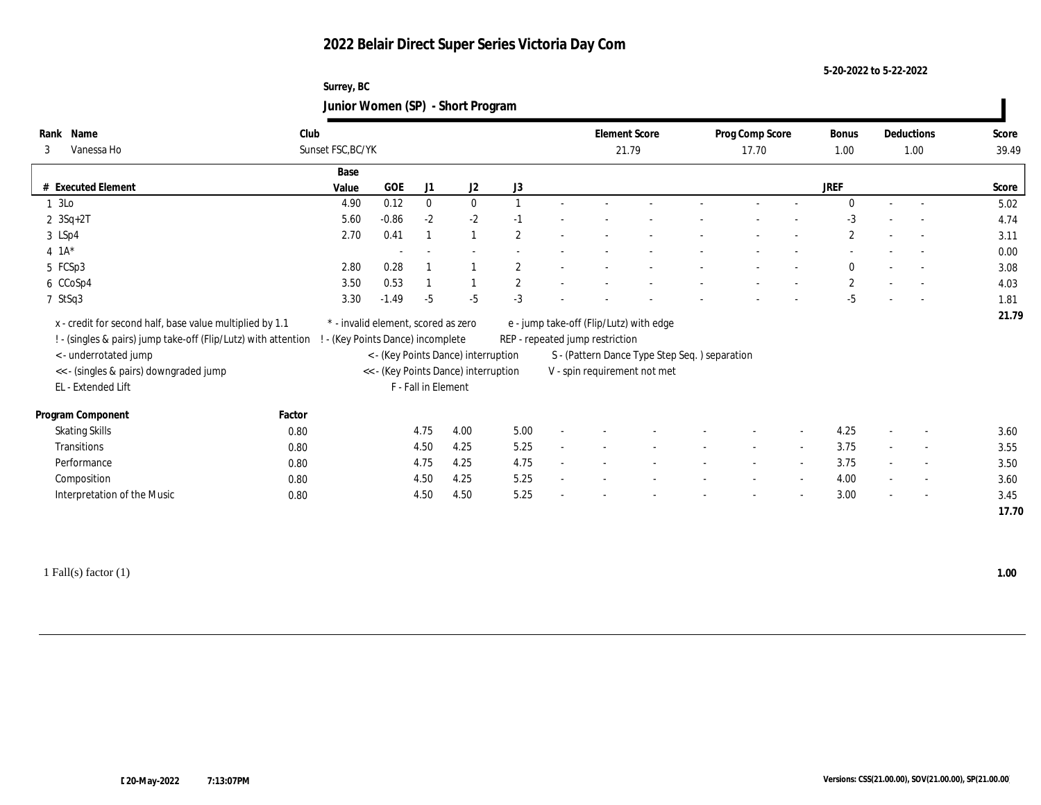# 2022 Belair Direct Super Series Victoria Day Com

5-20-2022 to 5-22-2022

Surrey, BC

## Junior Women (SP) - Short Program

| Rank | Name | Club | Element Score | Prog Comp Score | Bonus | Deductions | Score |
|---|---|---|---|---|---|---|---|
| 3 | Vanessa Ho | Sunset FSC,BC/YK | 21.79 | 17.70 | 1.00 | 1.00 | 39.49 |

| # | Executed Element | Base Value | GOE | J1 | J2 | J3 | | | | | | | | | JREF | | | Score |
|---|---|---|---|---|---|---|---|---|---|---|---|---|---|---|---|---|---|---|
| 1 | 3Lo | 4.90 | 0.12 | 0 | 0 | 1 | - | - | - | - | - | - | - | - | 0 | - | - | 5.02 |
| 2 | 3Sq+2T | 5.60 | -0.86 | -2 | -2 | -1 | - | - | - | - | - | - | - | - | -3 | - | - | 4.74 |
| 3 | LSp4 | 2.70 | 0.41 | 1 | 1 | 2 | - | - | - | - | - | - | - | - | 2 | - | - | 3.11 |
| 4 | 1A* | | - | - | - | - | - | - | - | - | - | - | - | - | - | - | - | 0.00 |
| 5 | FCSp3 | 2.80 | 0.28 | 1 | 1 | 2 | - | - | - | - | - | - | - | - | 0 | - | - | 3.08 |
| 6 | CCoSp4 | 3.50 | 0.53 | 1 | 1 | 2 | - | - | - | - | - | - | - | - | 2 | - | - | 4.03 |
| 7 | StSq3 | 3.30 | -1.49 | -5 | -5 | -3 | - | - | - | - | - | - | - | - | -5 | - | - | 1.81 |
| | | | | | | | | | | | | | | | | | | 21.79 |

x - credit for second half, base value multiplied by 1.1
! - (singles & pairs) jump take-off (Flip/Lutz) with attention
< - underrotated jump
<< - (singles & pairs) downgraded jump
EL - Extended Lift
\* - invalid element, scored as zero
! - (Key Points Dance) incomplete
< - (Key Points Dance) interruption
<< - (Key Points Dance) interruption
F - Fall in Element
e - jump take-off (Flip/Lutz) with edge
REP - repeated jump restriction
S - (Pattern Dance Type Step Seq. ) separation
V - spin requirement not met

| Program Component | Factor | J1 | J2 | J3 | | | | | | | | | JREF | | | Score |
|---|---|---|---|---|---|---|---|---|---|---|---|---|---|---|---|---|
| Skating Skills | 0.80 | 4.75 | 4.00 | 5.00 | - | - | - | - | - | - | - | - | 4.25 | - | - | 3.60 |
| Transitions | 0.80 | 4.50 | 4.25 | 5.25 | - | - | - | - | - | - | - | - | 3.75 | - | - | 3.55 |
| Performance | 0.80 | 4.75 | 4.25 | 4.75 | - | - | - | - | - | - | - | - | 3.75 | - | - | 3.50 |
| Composition | 0.80 | 4.50 | 4.25 | 5.25 | - | - | - | - | - | - | - | - | 4.00 | - | - | 3.60 |
| Interpretation of the Music | 0.80 | 4.50 | 4.50 | 5.25 | - | - | - | - | - | - | - | - | 3.00 | - | - | 3.45 |
| | | | | | | | | | | | | | | | | 17.70 |

1 Fall(s) factor (1) **1.00**

20-May-2022 7:13:07PM

Versions: CSS(21.00.00), SOV(21.00.00), SP(21.00.00)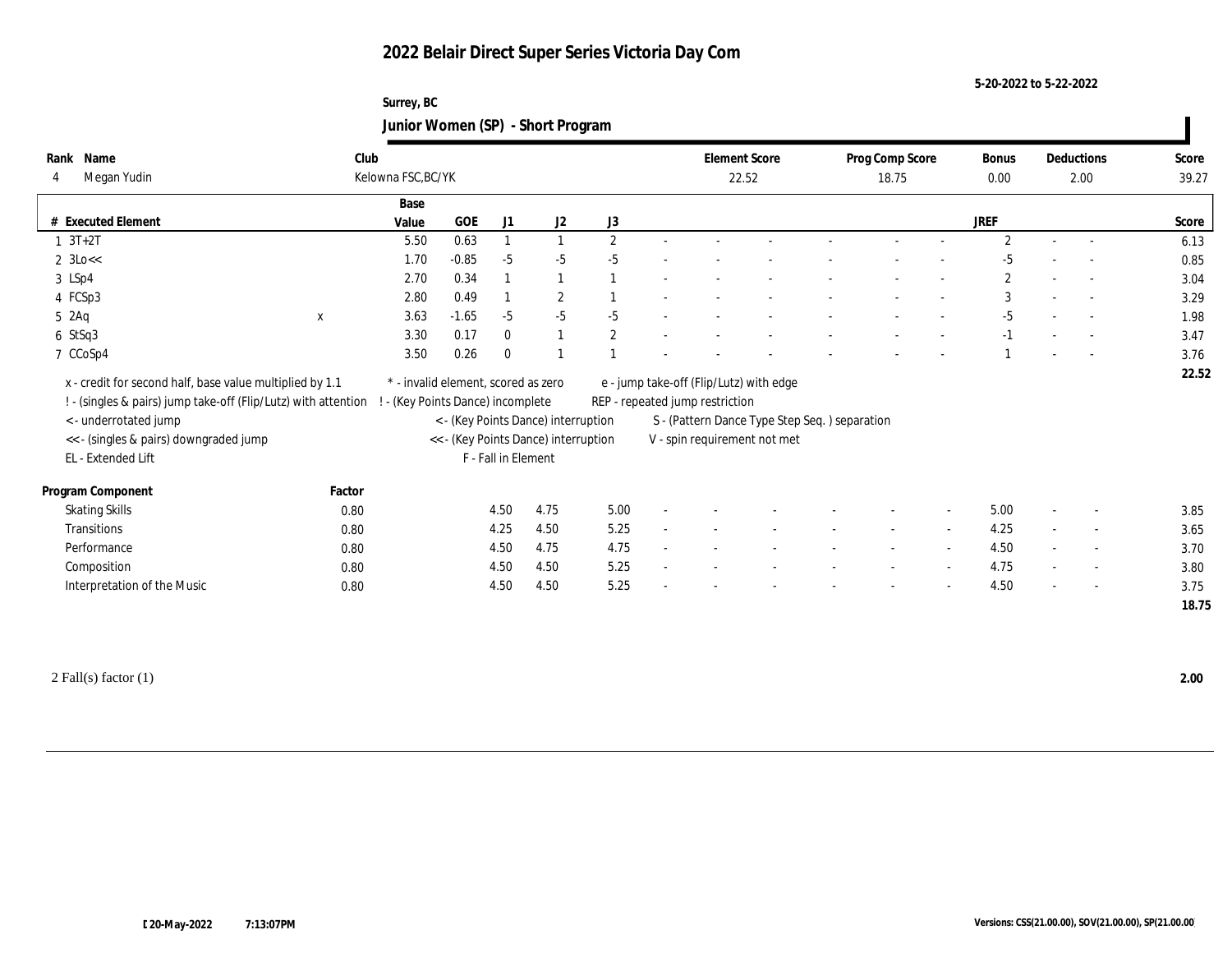# 2022 Belair Direct Super Series Victoria Day Com

5-20-2022 to 5-22-2022

Surrey, BC

## Junior Women (SP) - Short Program

| Rank | Name | Club | Element Score | Prog Comp Score | Bonus | Deductions | Score |
|---|---|---|---|---|---|---|---|
| 4 | Megan Yudin | Kelowna FSC,BC/YK | 22.52 | 18.75 | 0.00 | 2.00 | 39.27 |

| # | Executed Element | | Base Value | GOE | J1 | J2 | J3 | | | | | | | | | JREF | | | Score |
|---|---|---|---|---|---|---|---|---|---|---|---|---|---|---|---|---|---|---|---|
| 1 | 3T+2T | | 5.50 | 0.63 | 1 | 1 | 2 | - | - | - | - | - | - | - | | 2 | - | - | 6.13 |
| 2 | 3Lo<< | | 1.70 | -0.85 | -5 | -5 | -5 | - | - | - | - | - | - | - | | -5 | - | - | 0.85 |
| 3 | LSp4 | | 2.70 | 0.34 | 1 | 1 | 1 | - | - | - | - | - | - | - | | 2 | - | - | 3.04 |
| 4 | FCSp3 | | 2.80 | 0.49 | 1 | 2 | 1 | - | - | - | - | - | - | - | | 3 | - | - | 3.29 |
| 5 | 2Aq | x | 3.63 | -1.65 | -5 | -5 | -5 | - | - | - | - | - | - | - | | -5 | - | - | 1.98 |
| 6 | StSq3 | | 3.30 | 0.17 | 0 | 1 | 2 | - | - | - | - | - | - | - | | -1 | - | - | 3.47 |
| 7 | CCoSp4 | | 3.50 | 0.26 | 0 | 1 | 1 | - | - | - | - | - | - | - | | 1 | - | - | 3.76 |
| | | | | | | | | | | | | | | | | | | | 22.52 |

x - credit for second half, base value multiplied by 1.1
! - (singles & pairs) jump take-off (Flip/Lutz) with attention
< - underrotated jump
<< - (singles & pairs) downgraded jump
EL - Extended Lift
\* - invalid element, scored as zero
! - (Key Points Dance) incomplete
< - (Key Points Dance) interruption
<< - (Key Points Dance) interruption
F - Fall in Element
e - jump take-off (Flip/Lutz) with edge
REP - repeated jump restriction
S - (Pattern Dance Type Step Seq. ) separation
V - spin requirement not met

| Program Component | Factor | J1 | J2 | J3 | | | | | | | JREF | | | Score |
|---|---|---|---|---|---|---|---|---|---|---|---|---|---|---|
| Skating Skills | 0.80 | 4.50 | 4.75 | 5.00 | - | - | - | - | - | - | 5.00 | - | - | 3.85 |
| Transitions | 0.80 | 4.25 | 4.50 | 5.25 | - | - | - | - | - | - | 4.25 | - | - | 3.65 |
| Performance | 0.80 | 4.50 | 4.75 | 4.75 | - | - | - | - | - | - | 4.50 | - | - | 3.70 |
| Composition | 0.80 | 4.50 | 4.50 | 5.25 | - | - | - | - | - | - | 4.75 | - | - | 3.80 |
| Interpretation of the Music | 0.80 | 4.50 | 4.50 | 5.25 | - | - | - | - | - | - | 4.50 | - | - | 3.75 |
| | | | | | | | | | | | | | | 18.75 |

2 Fall(s) factor (1) **2.00**

[20-May-2022 7:13:07PM

Versions: CSS(21.00.00), SOV(21.00.00), SP(21.00.00)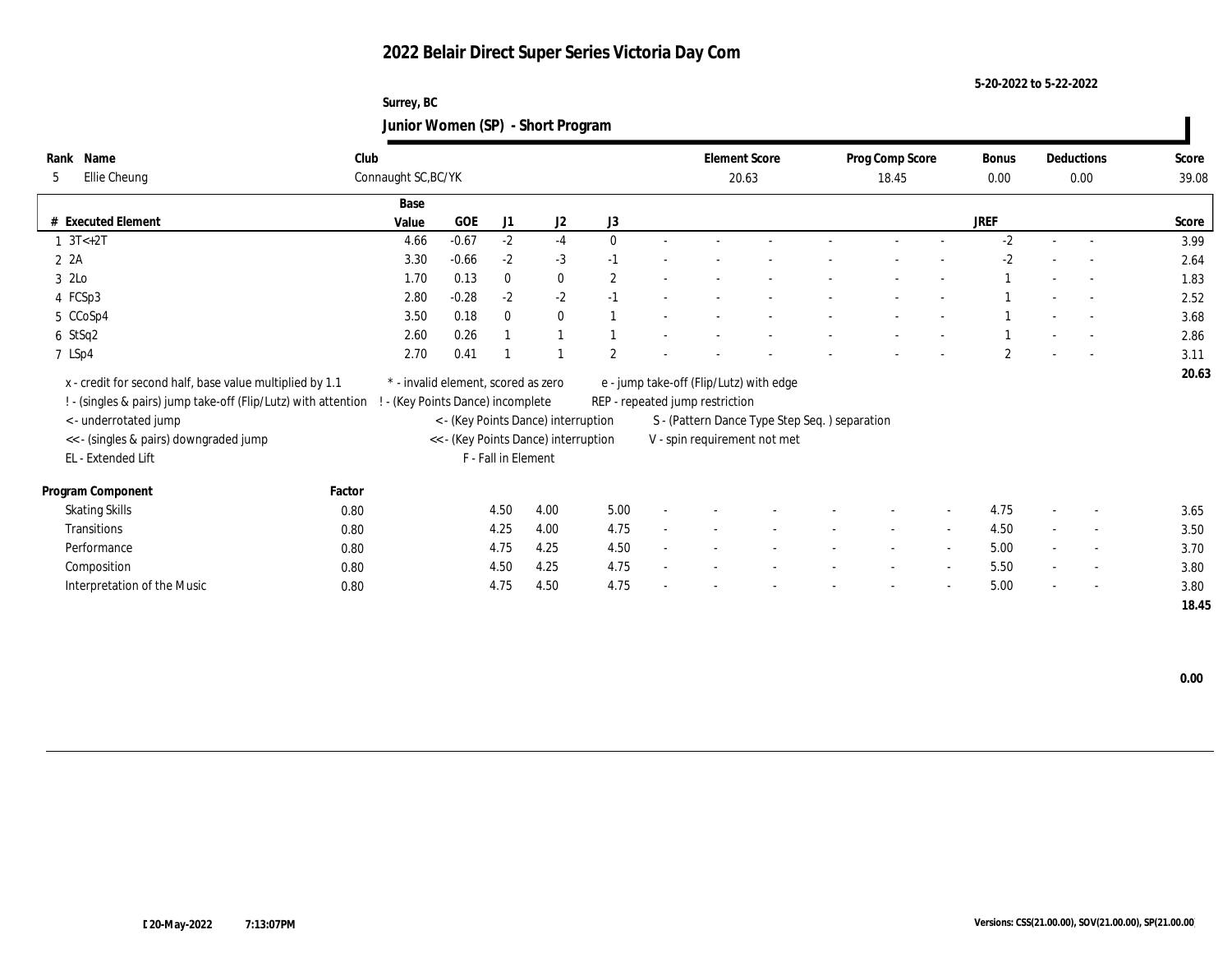# 2022 Belair Direct Super Series Victoria Day Com

5-20-2022 to 5-22-2022

Surrey, BC

## Junior Women (SP) - Short Program

| Rank | Name | Club | Element Score | Prog Comp Score | Bonus | Deductions | Score |
|---|---|---|---|---|---|---|---|
| 5 | Ellie Cheung | Connaught SC,BC/YK | 20.63 | 18.45 | 0.00 | 0.00 | 39.08 |

| # | Executed Element | Base Value | GOE | J1 | J2 | J3 | | | | | | | JREF | | | Score |
|---|---|---|---|---|---|---|---|---|---|---|---|---|---|---|---|---|
| 1 | 3T<+2T | 4.66 | -0.67 | -2 | -4 | 0 | - | - | - | - | - | - | -2 | - | - | 3.99 |
| 2 | 2A | 3.30 | -0.66 | -2 | -3 | -1 | - | - | - | - | - | - | -2 | - | - | 2.64 |
| 3 | 2Lo | 1.70 | 0.13 | 0 | 0 | 2 | - | - | - | - | - | - | 1 | - | - | 1.83 |
| 4 | FCSp3 | 2.80 | -0.28 | -2 | -2 | -1 | - | - | - | - | - | - | 1 | - | - | 2.52 |
| 5 | CCoSp4 | 3.50 | 0.18 | 0 | 0 | 1 | - | - | - | - | - | - | 1 | - | - | 3.68 |
| 6 | StSq2 | 2.60 | 0.26 | 1 | 1 | 1 | - | - | - | - | - | - | 1 | - | - | 2.86 |
| 7 | LSp4 | 2.70 | 0.41 | 1 | 1 | 2 | - | - | - | - | - | - | 2 | - | - | 3.11 |
| | | | | | | | | | | | | | | | | 20.63 |

x - credit for second half, base value multiplied by 1.1
! - (singles & pairs) jump take-off (Flip/Lutz) with attention
< - underrotated jump
<< - (singles & pairs) downgraded jump
EL - Extended Lift
* - invalid element, scored as zero
! - (Key Points Dance) incomplete
< - (Key Points Dance) interruption
<< - (Key Points Dance) interruption
F - Fall in Element
e - jump take-off (Flip/Lutz) with edge
REP - repeated jump restriction
S - (Pattern Dance Type Step Seq. ) separation
V - spin requirement not met

| Program Component | Factor | J1 | J2 | J3 | | | | | | | JREF | | | Score |
|---|---|---|---|---|---|---|---|---|---|---|---|---|---|---|
| Skating Skills | 0.80 | 4.50 | 4.00 | 5.00 | - | - | - | - | - | - | 4.75 | - | - | 3.65 |
| Transitions | 0.80 | 4.25 | 4.00 | 4.75 | - | - | - | - | - | - | 4.50 | - | - | 3.50 |
| Performance | 0.80 | 4.75 | 4.25 | 4.50 | - | - | - | - | - | - | 5.00 | - | - | 3.70 |
| Composition | 0.80 | 4.50 | 4.25 | 4.75 | - | - | - | - | - | - | 5.50 | - | - | 3.80 |
| Interpretation of the Music | 0.80 | 4.75 | 4.50 | 4.75 | - | - | - | - | - | - | 5.00 | - | - | 3.80 |
| | | | | | | | | | | | | | | 18.45 |

0.00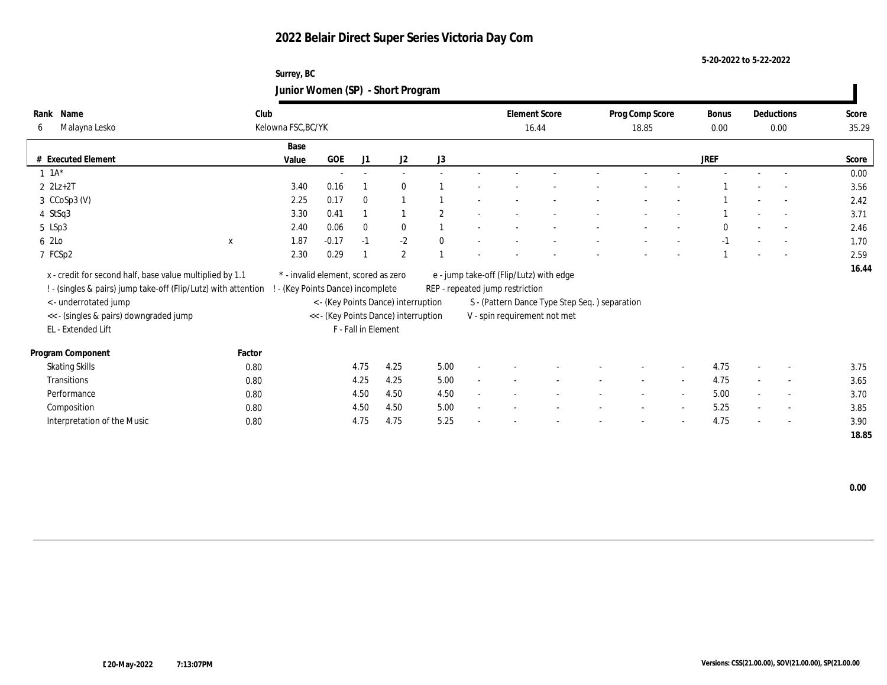# 2022 Belair Direct Super Series Victoria Day Com

5-20-2022 to 5-22-2022

Surrey, BC

## Junior Women (SP) - Short Program

| Rank | Name | Club | Element Score | Prog Comp Score | Bonus | Deductions | Score |
|---|---|---|---|---|---|---|---|
| 6 | Malayna Lesko | Kelowna FSC,BC/YK | 16.44 | 18.85 | 0.00 | 0.00 | 35.29 |

| # | Executed Element | | Base Value | GOE | J1 | J2 | J3 | | | | | | | | | JREF | | | Score |
|---|---|---|---|---|---|---|---|---|---|---|---|---|---|---|---|---|---|---|---|
| 1 | 1A* | | | - | - | - | - | - | - | - | - | - | - | - | - | - | - | - | 0.00 |
| 2 | 2Lz+2T | | 3.40 | 0.16 | 1 | 0 | 1 | - | - | - | - | - | - | - | - | 1 | - | - | 3.56 |
| 3 | CCoSp3 (V) | | 2.25 | 0.17 | 0 | 1 | 1 | - | - | - | - | - | - | - | - | 1 | - | - | 2.42 |
| 4 | StSq3 | | 3.30 | 0.41 | 1 | 1 | 2 | - | - | - | - | - | - | - | - | 1 | - | - | 3.71 |
| 5 | LSp3 | | 2.40 | 0.06 | 0 | 0 | 1 | - | - | - | - | - | - | - | - | 0 | - | - | 2.46 |
| 6 | 2Lo | x | 1.87 | -0.17 | -1 | -2 | 0 | - | - | - | - | - | - | - | - | -1 | - | - | 1.70 |
| 7 | FCSp2 | | 2.30 | 0.29 | 1 | 2 | 1 | - | - | - | - | - | - | - | - | 1 | - | - | 2.59 |
| | | | | | | | | | | | | | | | | | | | 16.44 |

x - credit for second half, base value multiplied by 1.1
! - (singles & pairs) jump take-off (Flip/Lutz) with attention
< - underrotated jump
<< - (singles & pairs) downgraded jump
EL - Extended Lift
\* - invalid element, scored as zero
! - (Key Points Dance) incomplete
< - (Key Points Dance) interruption
<< - (Key Points Dance) interruption
F - Fall in Element
e - jump take-off (Flip/Lutz) with edge
REP - repeated jump restriction
S - (Pattern Dance Type Step Seq. ) separation
V - spin requirement not met

| Program Component | Factor | J1 | J2 | J3 | | | | | | | | JREF | | | Score |
|---|---|---|---|---|---|---|---|---|---|---|---|---|---|---|---|
| Skating Skills | 0.80 | 4.75 | 4.25 | 5.00 | - | - | - | - | - | - | - | 4.75 | - | - | 3.75 |
| Transitions | 0.80 | 4.25 | 4.25 | 5.00 | - | - | - | - | - | - | - | 4.75 | - | - | 3.65 |
| Performance | 0.80 | 4.50 | 4.50 | 4.50 | - | - | - | - | - | - | - | 5.00 | - | - | 3.70 |
| Composition | 0.80 | 4.50 | 4.50 | 5.00 | - | - | - | - | - | - | - | 5.25 | - | - | 3.85 |
| Interpretation of the Music | 0.80 | 4.75 | 4.75 | 5.25 | - | - | - | - | - | - | - | 4.75 | - | - | 3.90 |
| | | | | | | | | | | | | | | | 18.85 |

0.00

20-May-2022 7:13:07PM

Versions: CSS(21.00.00), SOV(21.00.00), SP(21.00.00)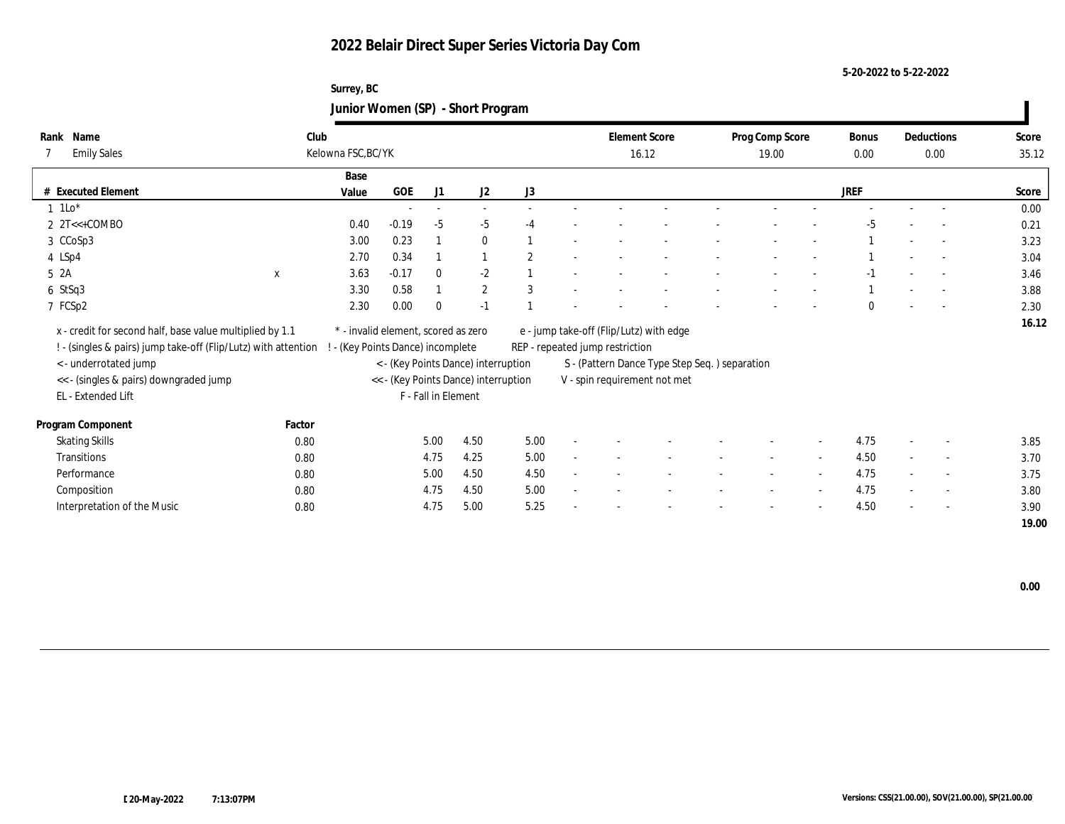# 2022 Belair Direct Super Series Victoria Day Com

5-20-2022 to 5-22-2022

Surrey, BC

## Junior Women (SP) - Short Program

| Rank | Name | Club | Element Score | Prog Comp Score | Bonus | Deductions | Score |
|---|---|---|---|---|---|---|---|
| 7 | Emily Sales | Kelowna FSC,BC/YK | 16.12 | 19.00 | 0.00 | 0.00 | 35.12 |

| # | Executed Element | | Base Value | GOE | J1 | J2 | J3 | JREF | Score |
|---|---|---|---|---|---|---|---|---|---|
| 1 | 1Lo* | | | - | - | - | - | - | 0.00 |
| 2 | 2T<<+COMBO | | 0.40 | -0.19 | -5 | -5 | -4 | -5 | 0.21 |
| 3 | CCoSp3 | | 3.00 | 0.23 | 1 | 0 | 1 | 1 | 3.23 |
| 4 | LSp4 | | 2.70 | 0.34 | 1 | 1 | 2 | 1 | 3.04 |
| 5 | 2A | x | 3.63 | -0.17 | 0 | -2 | 1 | -1 | 3.46 |
| 6 | StSq3 | | 3.30 | 0.58 | 1 | 2 | 3 | 1 | 3.88 |
| 7 | FCSp2 | | 2.30 | 0.00 | 0 | -1 | 1 | 0 | 2.30 |
| | | | | | | | | | 16.12 |

x - credit for second half, base value multiplied by 1.1
! - (singles & pairs) jump take-off (Flip/Lutz) with attention
< - underrotated jump
<< - (singles & pairs) downgraded jump
EL - Extended Lift
* - invalid element, scored as zero
! - (Key Points Dance) incomplete
< - (Key Points Dance) interruption
<< - (Key Points Dance) interruption
F - Fall in Element
e - jump take-off (Flip/Lutz) with edge
REP - repeated jump restriction
S - (Pattern Dance Type Step Seq. ) separation
V - spin requirement not met

| Program Component | Factor | J1 | J2 | J3 | JREF | Score |
|---|---|---|---|---|---|---|
| Skating Skills | 0.80 | 5.00 | 4.50 | 5.00 | 4.75 | 3.85 |
| Transitions | 0.80 | 4.75 | 4.25 | 5.00 | 4.50 | 3.70 |
| Performance | 0.80 | 5.00 | 4.50 | 4.50 | 4.75 | 3.75 |
| Composition | 0.80 | 4.75 | 4.50 | 5.00 | 4.75 | 3.80 |
| Interpretation of the Music | 0.80 | 4.75 | 5.00 | 5.25 | 4.50 | 3.90 |
| | | | | | | 19.00 |

0.00

20-May-2022 7:13:07PM

Versions: CSS(21.00.00), SOV(21.00.00), SP(21.00.00)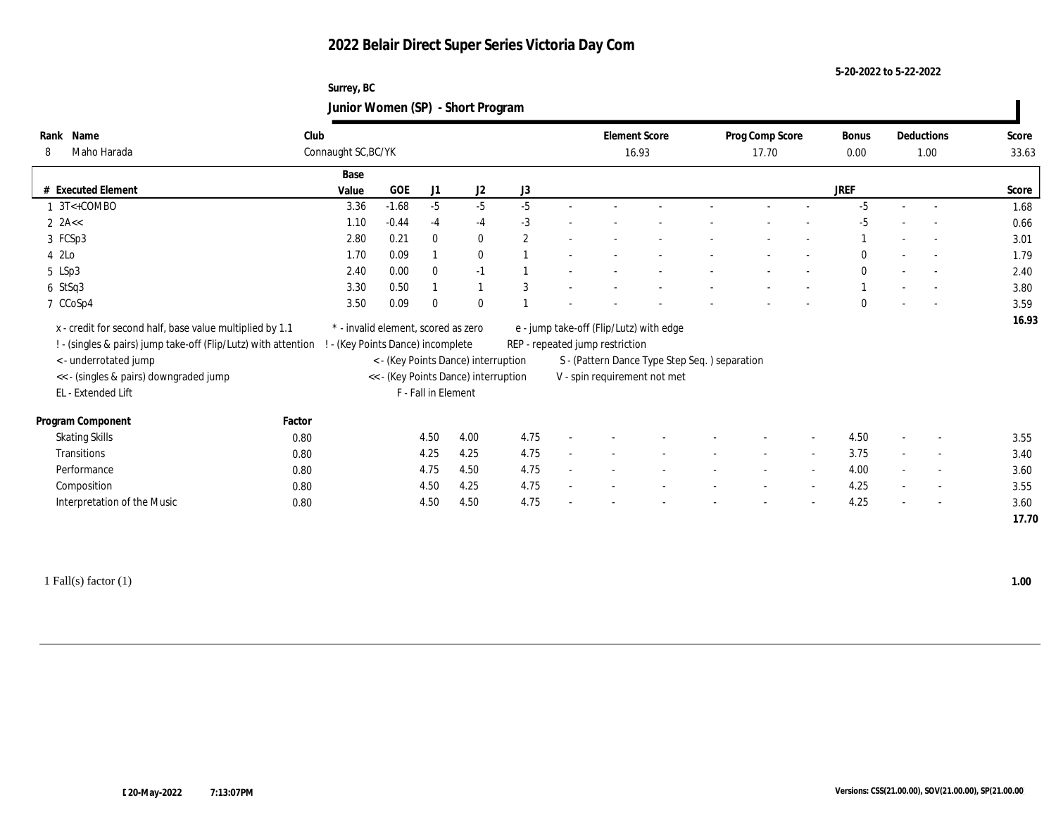# 2022 Belair Direct Super Series Victoria Day Com

5-20-2022 to 5-22-2022

Surrey, BC

## Junior Women (SP) - Short Program

| Rank | Name | Club | Element Score | Prog Comp Score | Bonus | Deductions | Score |
|---|---|---|---|---|---|---|---|
| 8 | Maho Harada | Connaught SC,BC/YK | 16.93 | 17.70 | 0.00 | 1.00 | 33.63 |

| # | Executed Element | Base Value | GOE | J1 | J2 | J3 | | | | | | | | | JREF | | | Score |
|---|---|---|---|---|---|---|---|---|---|---|---|---|---|---|---|---|---|---|
| 1 | 3T<+COMBO | 3.36 | -1.68 | -5 | -5 | -5 | - | - | - | - | - | - | - | - | -5 | - | - | 1.68 |
| 2 | 2A<< | 1.10 | -0.44 | -4 | -4 | -3 | - | - | - | - | - | - | - | - | -5 | - | - | 0.66 |
| 3 | FCSp3 | 2.80 | 0.21 | 0 | 0 | 2 | - | - | - | - | - | - | - | - | 1 | - | - | 3.01 |
| 4 | 2Lo | 1.70 | 0.09 | 1 | 0 | 1 | - | - | - | - | - | - | - | - | 0 | - | - | 1.79 |
| 5 | LSp3 | 2.40 | 0.00 | 0 | -1 | 1 | - | - | - | - | - | - | - | - | 0 | - | - | 2.40 |
| 6 | StSq3 | 3.30 | 0.50 | 1 | 1 | 3 | - | - | - | - | - | - | - | - | 1 | - | - | 3.80 |
| 7 | CCoSp4 | 3.50 | 0.09 | 0 | 0 | 1 | - | - | - | - | - | - | - | - | 0 | - | - | 3.59 |
| | | | | | | | | | | | | | | | | | | 16.93 |

x - credit for second half, base value multiplied by 1.1
! - (singles & pairs) jump take-off (Flip/Lutz) with attention
< - underrotated jump
<< - (singles & pairs) downgraded jump
EL - Extended Lift
* - invalid element, scored as zero
! - (Key Points Dance) incomplete
< - (Key Points Dance) interruption
<< - (Key Points Dance) interruption
F - Fall in Element
e - jump take-off (Flip/Lutz) with edge
REP - repeated jump restriction
S - (Pattern Dance Type Step Seq. ) separation
V - spin requirement not met

| Program Component | Factor | J1 | J2 | J3 | | | | | | | | | JREF | | | Score |
|---|---|---|---|---|---|---|---|---|---|---|---|---|---|---|---|---|
| Skating Skills | 0.80 | 4.50 | 4.00 | 4.75 | - | - | - | - | - | - | - | - | 4.50 | - | - | 3.55 |
| Transitions | 0.80 | 4.25 | 4.25 | 4.75 | - | - | - | - | - | - | - | - | 3.75 | - | - | 3.40 |
| Performance | 0.80 | 4.75 | 4.50 | 4.75 | - | - | - | - | - | - | - | - | 4.00 | - | - | 3.60 |
| Composition | 0.80 | 4.50 | 4.25 | 4.75 | - | - | - | - | - | - | - | - | 4.25 | - | - | 3.55 |
| Interpretation of the Music | 0.80 | 4.50 | 4.50 | 4.75 | - | - | - | - | - | - | - | - | 4.25 | - | - | 3.60 |
| | | | | | | | | | | | | | | | | 17.70 |

1 Fall(s) factor (1) **1.00**

[ 20-May-2022 7:13:07PM

Versions: CSS(21.00.00), SOV(21.00.00), SP(21.00.00)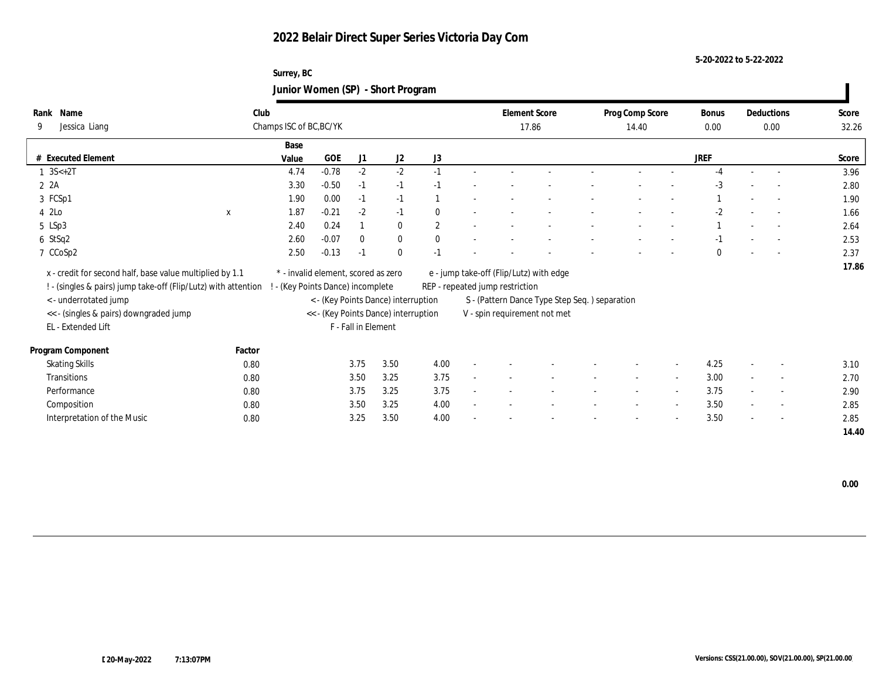# 2022 Belair Direct Super Series Victoria Day Com

5-20-2022 to 5-22-2022

Surrey, BC

## Junior Women (SP) - Short Program

| Rank | Name | Club | Element Score | Prog Comp Score | Bonus | Deductions | Score |
|---|---|---|---|---|---|---|---|
| 9 | Jessica Liang | Champs ISC of BC,BC/YK | 17.86 | 14.40 | 0.00 | 0.00 | 32.26 |

| # | Executed Element | | Base Value | GOE | J1 | J2 | J3 | | | | | | | | JREF | | | Score |
|---|---|---|---|---|---|---|---|---|---|---|---|---|---|---|---|---|---|---|
| 1 | 3S<+2T | | 4.74 | -0.78 | -2 | -2 | -1 | - | - | - | - | - | - | - | -4 | - | - | 3.96 |
| 2 | 2A | | 3.30 | -0.50 | -1 | -1 | -1 | - | - | - | - | - | - | - | -3 | - | - | 2.80 |
| 3 | FCSp1 | | 1.90 | 0.00 | -1 | -1 | 1 | - | - | - | - | - | - | - | 1 | - | - | 1.90 |
| 4 | 2Lo | x | 1.87 | -0.21 | -2 | -1 | 0 | - | - | - | - | - | - | - | -2 | - | - | 1.66 |
| 5 | LSp3 | | 2.40 | 0.24 | 1 | 0 | 2 | - | - | - | - | - | - | - | 1 | - | - | 2.64 |
| 6 | StSq2 | | 2.60 | -0.07 | 0 | 0 | 0 | - | - | - | - | - | - | - | -1 | - | - | 2.53 |
| 7 | CCoSp2 | | 2.50 | -0.13 | -1 | 0 | -1 | - | - | - | - | - | - | - | 0 | - | - | 2.37 |
| | | | | | | | | | | | | | | | | | | 17.86 |

x - credit for second half, base value multiplied by 1.1
! - (singles & pairs) jump take-off (Flip/Lutz) with attention
< - underrotated jump
<< - (singles & pairs) downgraded jump
EL - Extended Lift
* - invalid element, scored as zero
! - (Key Points Dance) incomplete
< - (Key Points Dance) interruption
<< - (Key Points Dance) interruption
F - Fall in Element
e - jump take-off (Flip/Lutz) with edge
REP - repeated jump restriction
S - (Pattern Dance Type Step Seq. ) separation
V - spin requirement not met

| Program Component | Factor | J1 | J2 | J3 | | | | | | | | JREF | | | Score |
|---|---|---|---|---|---|---|---|---|---|---|---|---|---|---|---|
| Skating Skills | 0.80 | 3.75 | 3.50 | 4.00 | - | - | - | - | - | - | - | 4.25 | - | - | 3.10 |
| Transitions | 0.80 | 3.50 | 3.25 | 3.75 | - | - | - | - | - | - | - | 3.00 | - | - | 2.70 |
| Performance | 0.80 | 3.75 | 3.25 | 3.75 | - | - | - | - | - | - | - | 3.75 | - | - | 2.90 |
| Composition | 0.80 | 3.50 | 3.25 | 4.00 | - | - | - | - | - | - | - | 3.50 | - | - | 2.85 |
| Interpretation of the Music | 0.80 | 3.25 | 3.50 | 4.00 | - | - | - | - | - | - | - | 3.50 | - | - | 2.85 |
| | | | | | | | | | | | | | | | 14.40 |

0.00

20-May-2022 7:13:07PM

Versions: CSS(21.00.00), SOV(21.00.00), SP(21.00.00)